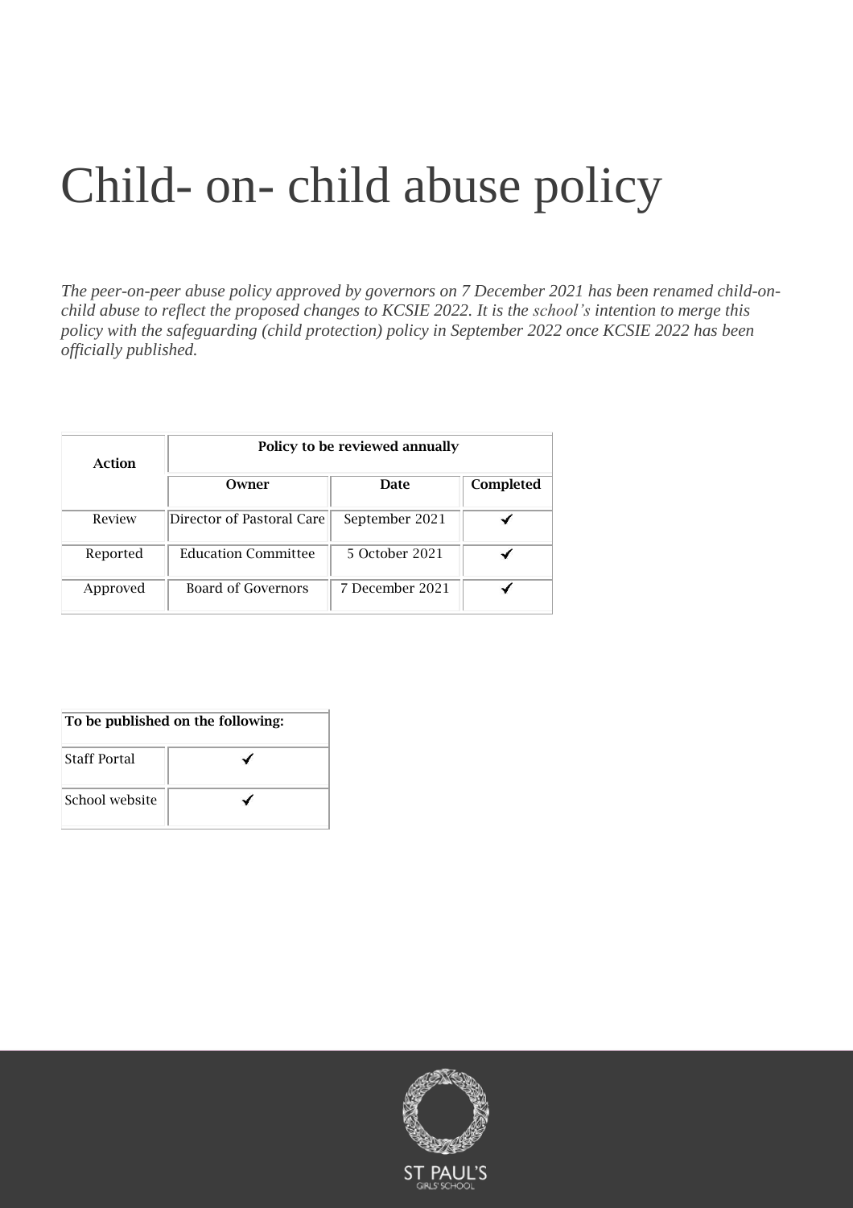# Child- on- child abuse policy

*The peer-on-peer abuse policy approved by governors on 7 December 2021 has been renamed child-on-child abuse to reflect the proposed changes to KCSIE 2022. It is the school's intention to merge this policy with the safeguarding (child protection) policy in September 2022 once KCSIE 2022 has been officially published.*

| **Action** | **Policy to be reviewed annually** | | |
|---|---|---|---|
| | **Owner** | **Date** | **Completed** |
| Review | Director of Pastoral Care | September 2021 | ✔ |
| Reported | Education Committee | 5 October 2021 | ✔ |
| Approved | Board of Governors | 7 December 2021 | ✔ |

| **To be published on the following:** | |
|---|---|
| Staff Portal | ✔ |
| School website | ✔ |

ST PAUL'S GIRLS' SCHOOL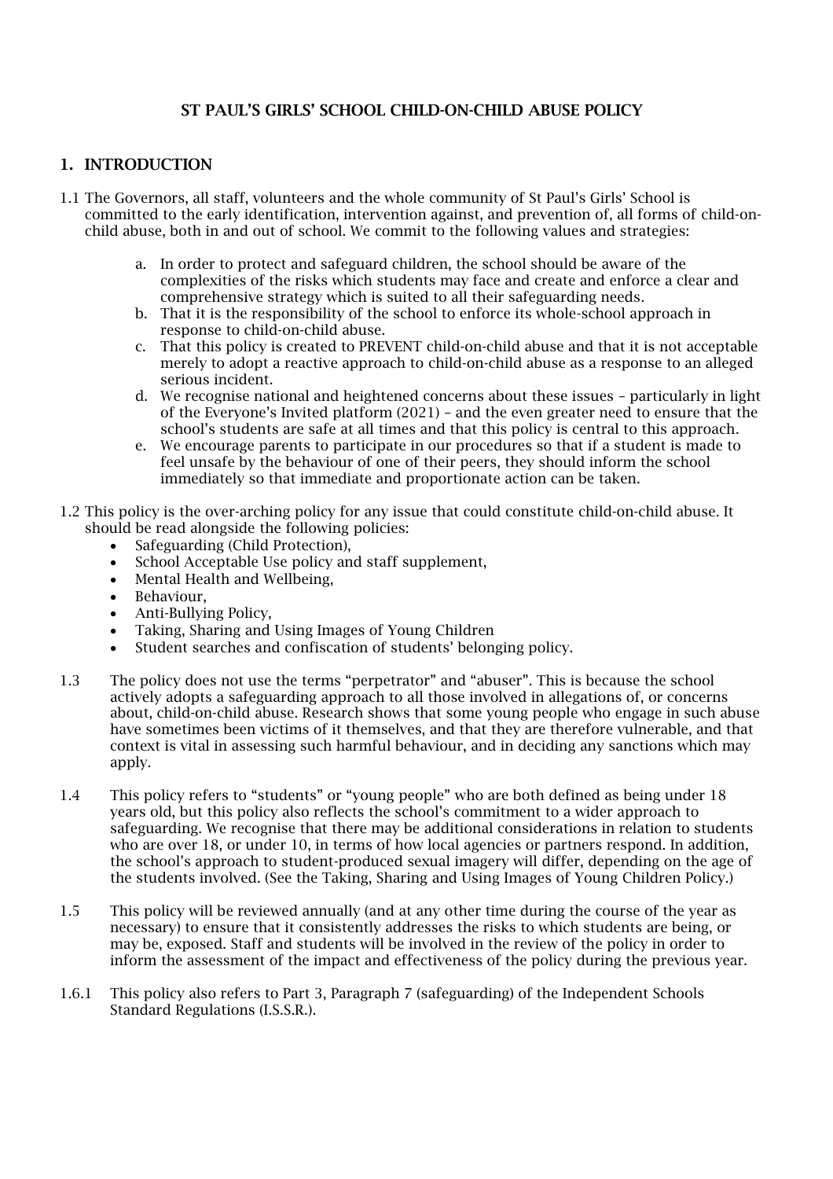# ST PAUL'S GIRLS' SCHOOL CHILD-ON-CHILD ABUSE POLICY

## 1. INTRODUCTION

1.1 The Governors, all staff, volunteers and the whole community of St Paul's Girls' School is committed to the early identification, intervention against, and prevention of, all forms of child-on-child abuse, both in and out of school. We commit to the following values and strategies:

a. In order to protect and safeguard children, the school should be aware of the complexities of the risks which students may face and create and enforce a clear and comprehensive strategy which is suited to all their safeguarding needs.
b. That it is the responsibility of the school to enforce its whole-school approach in response to child-on-child abuse.
c. That this policy is created to PREVENT child-on-child abuse and that it is not acceptable merely to adopt a reactive approach to child-on-child abuse as a response to an alleged serious incident.
d. We recognise national and heightened concerns about these issues – particularly in light of the Everyone's Invited platform (2021) – and the even greater need to ensure that the school's students are safe at all times and that this policy is central to this approach.
e. We encourage parents to participate in our procedures so that if a student is made to feel unsafe by the behaviour of one of their peers, they should inform the school immediately so that immediate and proportionate action can be taken.

1.2 This policy is the over-arching policy for any issue that could constitute child-on-child abuse. It should be read alongside the following policies:

- Safeguarding (Child Protection),
- School Acceptable Use policy and staff supplement,
- Mental Health and Wellbeing,
- Behaviour,
- Anti-Bullying Policy,
- Taking, Sharing and Using Images of Young Children
- Student searches and confiscation of students' belonging policy.

1.3 The policy does not use the terms "perpetrator" and "abuser". This is because the school actively adopts a safeguarding approach to all those involved in allegations of, or concerns about, child-on-child abuse. Research shows that some young people who engage in such abuse have sometimes been victims of it themselves, and that they are therefore vulnerable, and that context is vital in assessing such harmful behaviour, and in deciding any sanctions which may apply.

1.4 This policy refers to "students" or "young people" who are both defined as being under 18 years old, but this policy also reflects the school's commitment to a wider approach to safeguarding. We recognise that there may be additional considerations in relation to students who are over 18, or under 10, in terms of how local agencies or partners respond. In addition, the school's approach to student-produced sexual imagery will differ, depending on the age of the students involved. (See the Taking, Sharing and Using Images of Young Children Policy.)

1.5 This policy will be reviewed annually (and at any other time during the course of the year as necessary) to ensure that it consistently addresses the risks to which students are being, or may be, exposed. Staff and students will be involved in the review of the policy in order to inform the assessment of the impact and effectiveness of the policy during the previous year.

1.6.1 This policy also refers to Part 3, Paragraph 7 (safeguarding) of the Independent Schools Standard Regulations (I.S.S.R.).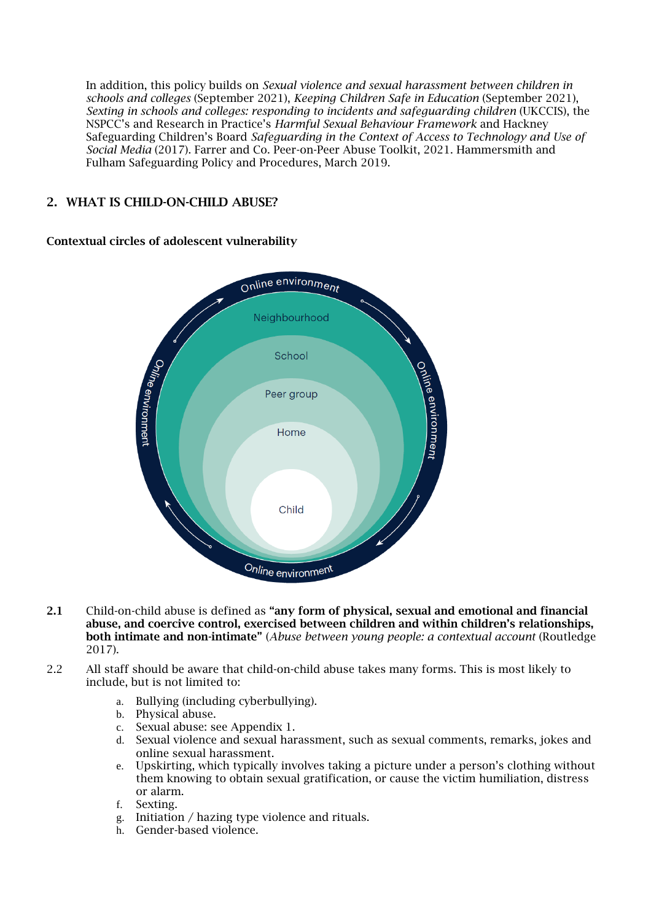In addition, this policy builds on *Sexual violence and sexual harassment between children in schools and colleges* (September 2021), *Keeping Children Safe in Education* (September 2021), *Sexting in schools and colleges: responding to incidents and safeguarding children* (UKCCIS), the NSPCC's and Research in Practice's *Harmful Sexual Behaviour Framework* and Hackney Safeguarding Children's Board *Safeguarding in the Context of Access to Technology and Use of Social Media* (2017). Farrer and Co. Peer-on-Peer Abuse Toolkit, 2021. Hammersmith and Fulham Safeguarding Policy and Procedures, March 2019.

## 2. WHAT IS CHILD-ON-CHILD ABUSE?

**Contextual circles of adolescent vulnerability**

**2.1** Child-on-child abuse is defined as **"any form of physical, sexual and emotional and financial abuse, and coercive control, exercised between children and within children's relationships, both intimate and non-intimate"** (*Abuse between young people: a contextual account* (Routledge 2017).

2.2 All staff should be aware that child-on-child abuse takes many forms. This is most likely to include, but is not limited to:

a. Bullying (including cyberbullying).
b. Physical abuse.
c. Sexual abuse: see Appendix 1.
d. Sexual violence and sexual harassment, such as sexual comments, remarks, jokes and online sexual harassment.
e. Upskirting, which typically involves taking a picture under a person's clothing without them knowing to obtain sexual gratification, or cause the victim humiliation, distress or alarm.
f. Sexting.
g. Initiation / hazing type violence and rituals.
h. Gender-based violence.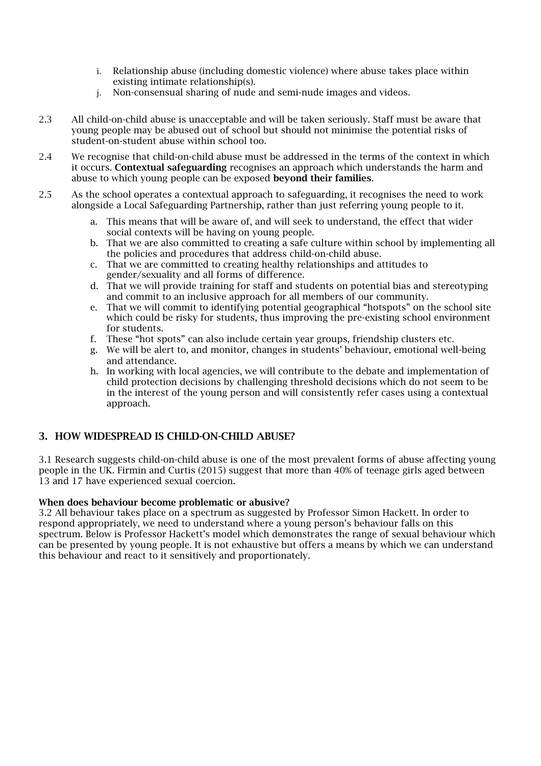i. Relationship abuse (including domestic violence) where abuse takes place within existing intimate relationship(s).
   j. Non-consensual sharing of nude and semi-nude images and videos.

2.3 All child-on-child abuse is unacceptable and will be taken seriously. Staff must be aware that young people may be abused out of school but should not minimise the potential risks of student-on-student abuse within school too.

2.4 We recognise that child-on-child abuse must be addressed in the terms of the context in which it occurs. **Contextual safeguarding** recognises an approach which understands the harm and abuse to which young people can be exposed **beyond their families**.

2.5 As the school operates a contextual approach to safeguarding, it recognises the need to work alongside a Local Safeguarding Partnership, rather than just referring young people to it.

   a. This means that will be aware of, and will seek to understand, the effect that wider social contexts will be having on young people.
   b. That we are also committed to creating a safe culture within school by implementing all the policies and procedures that address child-on-child abuse.
   c. That we are committed to creating healthy relationships and attitudes to gender/sexuality and all forms of difference.
   d. That we will provide training for staff and students on potential bias and stereotyping and commit to an inclusive approach for all members of our community.
   e. That we will commit to identifying potential geographical "hotspots" on the school site which could be risky for students, thus improving the pre-existing school environment for students.
   f. These "hot spots" can also include certain year groups, friendship clusters etc.
   g. We will be alert to, and monitor, changes in students' behaviour, emotional well-being and attendance.
   h. In working with local agencies, we will contribute to the debate and implementation of child protection decisions by challenging threshold decisions which do not seem to be in the interest of the young person and will consistently refer cases using a contextual approach.

## 3. HOW WIDESPREAD IS CHILD-ON-CHILD ABUSE?

3.1 Research suggests child-on-child abuse is one of the most prevalent forms of abuse affecting young people in the UK. Firmin and Curtis (2015) suggest that more than 40% of teenage girls aged between 13 and 17 have experienced sexual coercion.

**When does behaviour become problematic or abusive?**

3.2 All behaviour takes place on a spectrum as suggested by Professor Simon Hackett. In order to respond appropriately, we need to understand where a young person's behaviour falls on this spectrum. Below is Professor Hackett's model which demonstrates the range of sexual behaviour which can be presented by young people. It is not exhaustive but offers a means by which we can understand this behaviour and react to it sensitively and proportionately.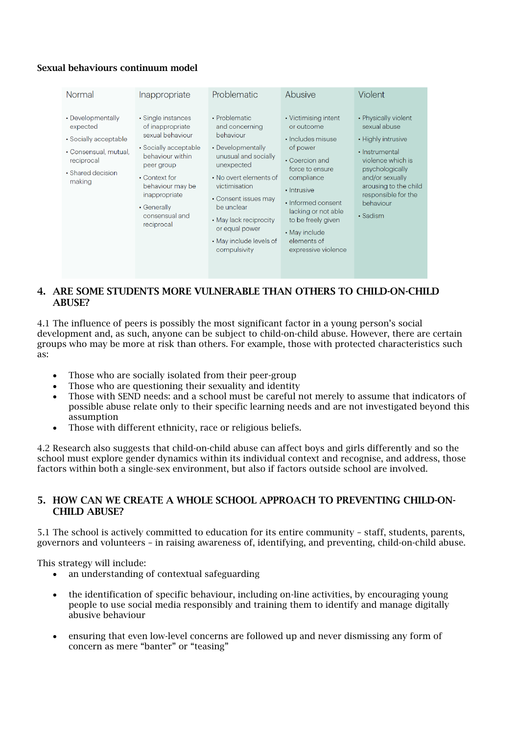**Sexual behaviours continuum model**

| Normal | Inappropriate | Problematic | Abusive | Violent |
| --- | --- | --- | --- | --- |
| • Developmentally expected<br>• Socially acceptable<br>• Consensual, mutual, reciprocal<br>• Shared decision making | • Single instances of inappropriate sexual behaviour<br>• Socially acceptable behaviour within peer group<br>• Context for behaviour may be inappropriate<br>• Generally consensual and reciprocal | • Problematic and concerning behaviour<br>• Developmentally unusual and socially unexpected<br>• No overt elements of victimisation<br>• Consent issues may be unclear<br>• May lack reciprocity or equal power<br>• May include levels of compulsivity | • Victimising intent or outcome<br>• Includes misuse of power<br>• Coercion and force to ensure compliance<br>• Intrusive<br>• Informed consent lacking or not able to be freely given<br>• May include elements of expressive violence | • Physically violent sexual abuse<br>• Highly intrusive<br>• Instrumental violence which is psychologically and/or sexually arousing to the child responsible for the behaviour<br>• Sadism |

## 4. ARE SOME STUDENTS MORE VULNERABLE THAN OTHERS TO CHILD-ON-CHILD ABUSE?

4.1 The influence of peers is possibly the most significant factor in a young person's social development and, as such, anyone can be subject to child-on-child abuse. However, there are certain groups who may be more at risk than others. For example, those with protected characteristics such as:

- Those who are socially isolated from their peer-group
- Those who are questioning their sexuality and identity
- Those with SEND needs: and a school must be careful not merely to assume that indicators of possible abuse relate only to their specific learning needs and are not investigated beyond this assumption
- Those with different ethnicity, race or religious beliefs.

4.2 Research also suggests that child-on-child abuse can affect boys and girls differently and so the school must explore gender dynamics within its individual context and recognise, and address, those factors within both a single-sex environment, but also if factors outside school are involved.

## 5. HOW CAN WE CREATE A WHOLE SCHOOL APPROACH TO PREVENTING CHILD-ON-CHILD ABUSE?

5.1 The school is actively committed to education for its entire community – staff, students, parents, governors and volunteers – in raising awareness of, identifying, and preventing, child-on-child abuse.

This strategy will include:

- an understanding of contextual safeguarding
- the identification of specific behaviour, including on-line activities, by encouraging young people to use social media responsibly and training them to identify and manage digitally abusive behaviour
- ensuring that even low-level concerns are followed up and never dismissing any form of concern as mere "banter" or "teasing"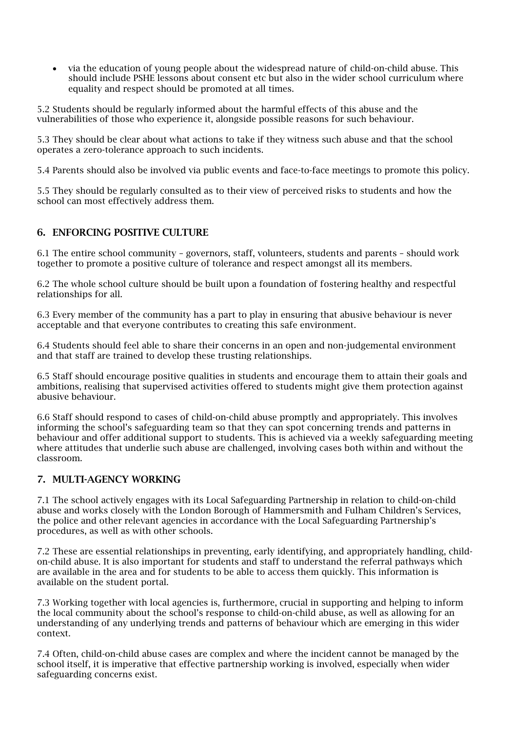- via the education of young people about the widespread nature of child-on-child abuse. This should include PSHE lessons about consent etc but also in the wider school curriculum where equality and respect should be promoted at all times.

5.2 Students should be regularly informed about the harmful effects of this abuse and the vulnerabilities of those who experience it, alongside possible reasons for such behaviour.

5.3 They should be clear about what actions to take if they witness such abuse and that the school operates a zero-tolerance approach to such incidents.

5.4 Parents should also be involved via public events and face-to-face meetings to promote this policy.

5.5 They should be regularly consulted as to their view of perceived risks to students and how the school can most effectively address them.

## 6. ENFORCING POSITIVE CULTURE

6.1 The entire school community – governors, staff, volunteers, students and parents – should work together to promote a positive culture of tolerance and respect amongst all its members.

6.2 The whole school culture should be built upon a foundation of fostering healthy and respectful relationships for all.

6.3 Every member of the community has a part to play in ensuring that abusive behaviour is never acceptable and that everyone contributes to creating this safe environment.

6.4 Students should feel able to share their concerns in an open and non-judgemental environment and that staff are trained to develop these trusting relationships.

6.5 Staff should encourage positive qualities in students and encourage them to attain their goals and ambitions, realising that supervised activities offered to students might give them protection against abusive behaviour.

6.6 Staff should respond to cases of child-on-child abuse promptly and appropriately. This involves informing the school's safeguarding team so that they can spot concerning trends and patterns in behaviour and offer additional support to students. This is achieved via a weekly safeguarding meeting where attitudes that underlie such abuse are challenged, involving cases both within and without the classroom.

## 7. MULTI-AGENCY WORKING

7.1 The school actively engages with its Local Safeguarding Partnership in relation to child-on-child abuse and works closely with the London Borough of Hammersmith and Fulham Children's Services, the police and other relevant agencies in accordance with the Local Safeguarding Partnership's procedures, as well as with other schools.

7.2 These are essential relationships in preventing, early identifying, and appropriately handling, child-on-child abuse. It is also important for students and staff to understand the referral pathways which are available in the area and for students to be able to access them quickly. This information is available on the student portal.

7.3 Working together with local agencies is, furthermore, crucial in supporting and helping to inform the local community about the school's response to child-on-child abuse, as well as allowing for an understanding of any underlying trends and patterns of behaviour which are emerging in this wider context.

7.4 Often, child-on-child abuse cases are complex and where the incident cannot be managed by the school itself, it is imperative that effective partnership working is involved, especially when wider safeguarding concerns exist.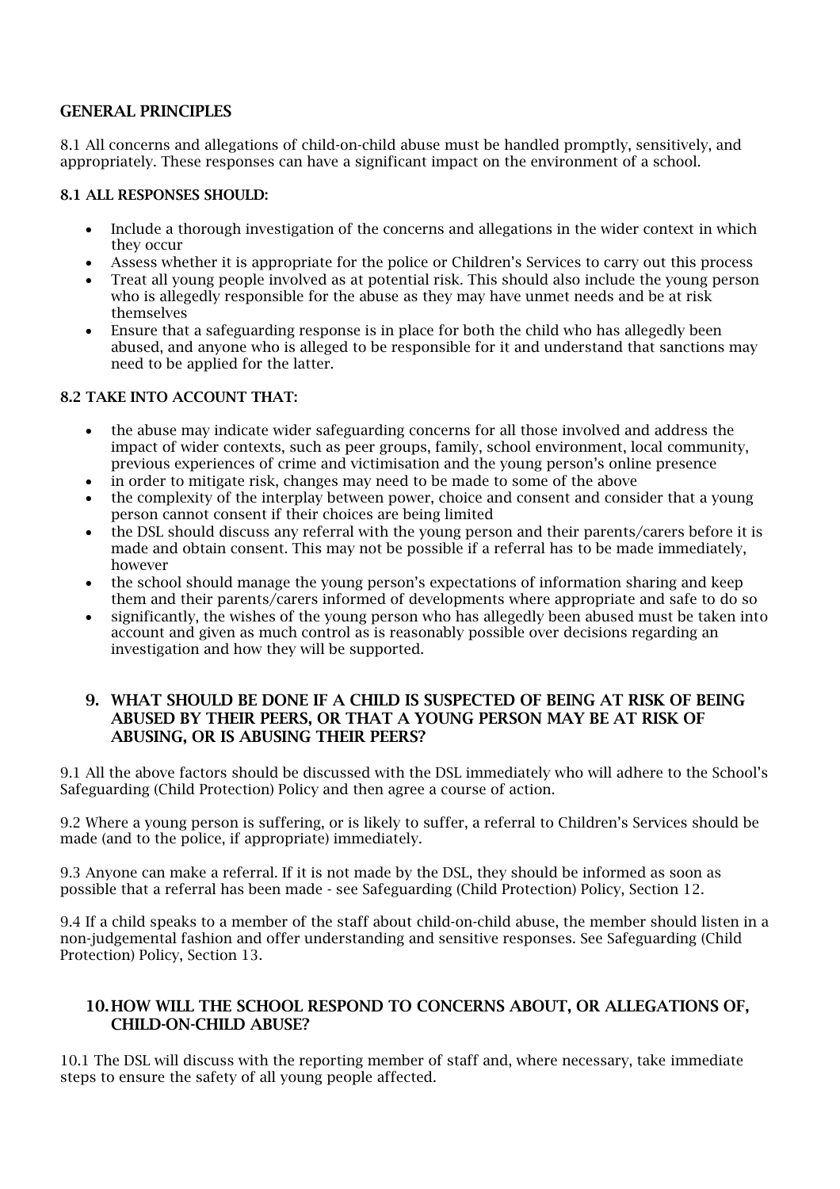## GENERAL PRINCIPLES

8.1 All concerns and allegations of child-on-child abuse must be handled promptly, sensitively, and appropriately. These responses can have a significant impact on the environment of a school.

### 8.1 ALL RESPONSES SHOULD:

- Include a thorough investigation of the concerns and allegations in the wider context in which they occur
- Assess whether it is appropriate for the police or Children's Services to carry out this process
- Treat all young people involved as at potential risk. This should also include the young person who is allegedly responsible for the abuse as they may have unmet needs and be at risk themselves
- Ensure that a safeguarding response is in place for both the child who has allegedly been abused, and anyone who is alleged to be responsible for it and understand that sanctions may need to be applied for the latter.

### 8.2 TAKE INTO ACCOUNT THAT:

- the abuse may indicate wider safeguarding concerns for all those involved and address the impact of wider contexts, such as peer groups, family, school environment, local community, previous experiences of crime and victimisation and the young person's online presence
- in order to mitigate risk, changes may need to be made to some of the above
- the complexity of the interplay between power, choice and consent and consider that a young person cannot consent if their choices are being limited
- the DSL should discuss any referral with the young person and their parents/carers before it is made and obtain consent. This may not be possible if a referral has to be made immediately, however
- the school should manage the young person's expectations of information sharing and keep them and their parents/carers informed of developments where appropriate and safe to do so
- significantly, the wishes of the young person who has allegedly been abused must be taken into account and given as much control as is reasonably possible over decisions regarding an investigation and how they will be supported.

## 9. WHAT SHOULD BE DONE IF A CHILD IS SUSPECTED OF BEING AT RISK OF BEING ABUSED BY THEIR PEERS, OR THAT A YOUNG PERSON MAY BE AT RISK OF ABUSING, OR IS ABUSING THEIR PEERS?

9.1 All the above factors should be discussed with the DSL immediately who will adhere to the School's Safeguarding (Child Protection) Policy and then agree a course of action.

9.2 Where a young person is suffering, or is likely to suffer, a referral to Children's Services should be made (and to the police, if appropriate) immediately.

9.3 Anyone can make a referral. If it is not made by the DSL, they should be informed as soon as possible that a referral has been made - see Safeguarding (Child Protection) Policy, Section 12.

9.4 If a child speaks to a member of the staff about child-on-child abuse, the member should listen in a non-judgemental fashion and offer understanding and sensitive responses. See Safeguarding (Child Protection) Policy, Section 13.

## 10. HOW WILL THE SCHOOL RESPOND TO CONCERNS ABOUT, OR ALLEGATIONS OF, CHILD-ON-CHILD ABUSE?

10.1 The DSL will discuss with the reporting member of staff and, where necessary, take immediate steps to ensure the safety of all young people affected.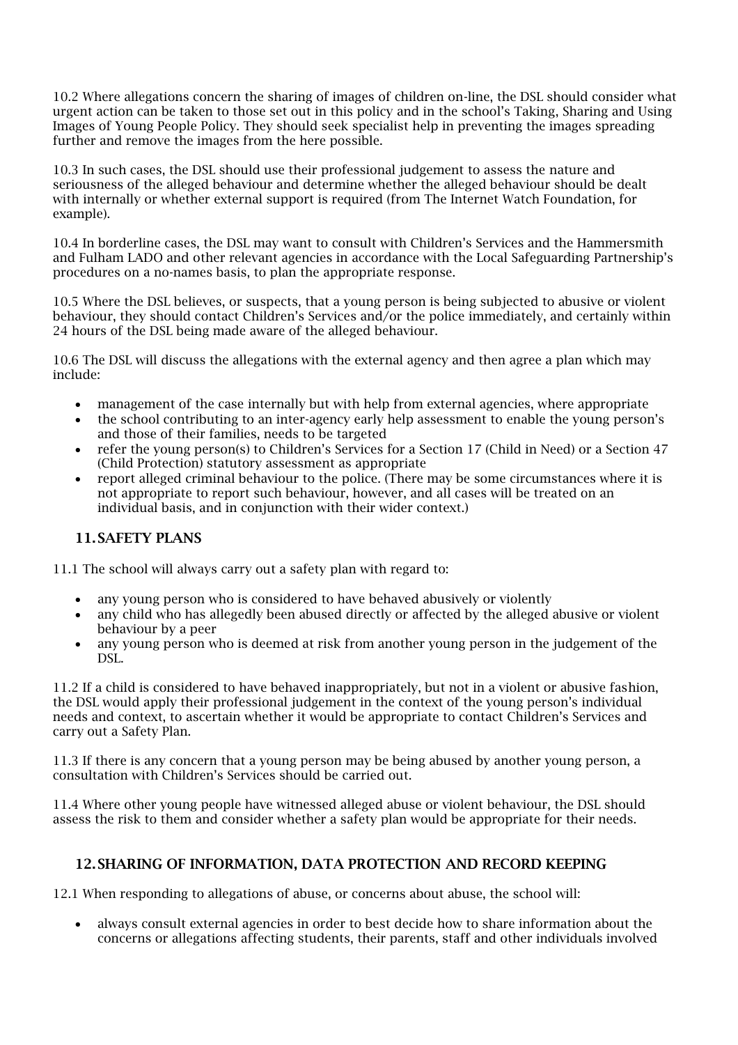10.2 Where allegations concern the sharing of images of children on-line, the DSL should consider what urgent action can be taken to those set out in this policy and in the school's Taking, Sharing and Using Images of Young People Policy. They should seek specialist help in preventing the images spreading further and remove the images from the here possible.

10.3 In such cases, the DSL should use their professional judgement to assess the nature and seriousness of the alleged behaviour and determine whether the alleged behaviour should be dealt with internally or whether external support is required (from The Internet Watch Foundation, for example).

10.4 In borderline cases, the DSL may want to consult with Children's Services and the Hammersmith and Fulham LADO and other relevant agencies in accordance with the Local Safeguarding Partnership's procedures on a no-names basis, to plan the appropriate response.

10.5 Where the DSL believes, or suspects, that a young person is being subjected to abusive or violent behaviour, they should contact Children's Services and/or the police immediately, and certainly within 24 hours of the DSL being made aware of the alleged behaviour.

10.6 The DSL will discuss the allegations with the external agency and then agree a plan which may include:

- management of the case internally but with help from external agencies, where appropriate
- the school contributing to an inter-agency early help assessment to enable the young person's and those of their families, needs to be targeted
- refer the young person(s) to Children's Services for a Section 17 (Child in Need) or a Section 47 (Child Protection) statutory assessment as appropriate
- report alleged criminal behaviour to the police. (There may be some circumstances where it is not appropriate to report such behaviour, however, and all cases will be treated on an individual basis, and in conjunction with their wider context.)

## 11. SAFETY PLANS

11.1 The school will always carry out a safety plan with regard to:

- any young person who is considered to have behaved abusively or violently
- any child who has allegedly been abused directly or affected by the alleged abusive or violent behaviour by a peer
- any young person who is deemed at risk from another young person in the judgement of the DSL.

11.2 If a child is considered to have behaved inappropriately, but not in a violent or abusive fashion, the DSL would apply their professional judgement in the context of the young person's individual needs and context, to ascertain whether it would be appropriate to contact Children's Services and carry out a Safety Plan.

11.3 If there is any concern that a young person may be being abused by another young person, a consultation with Children's Services should be carried out.

11.4 Where other young people have witnessed alleged abuse or violent behaviour, the DSL should assess the risk to them and consider whether a safety plan would be appropriate for their needs.

## 12. SHARING OF INFORMATION, DATA PROTECTION AND RECORD KEEPING

12.1 When responding to allegations of abuse, or concerns about abuse, the school will:

- always consult external agencies in order to best decide how to share information about the concerns or allegations affecting students, their parents, staff and other individuals involved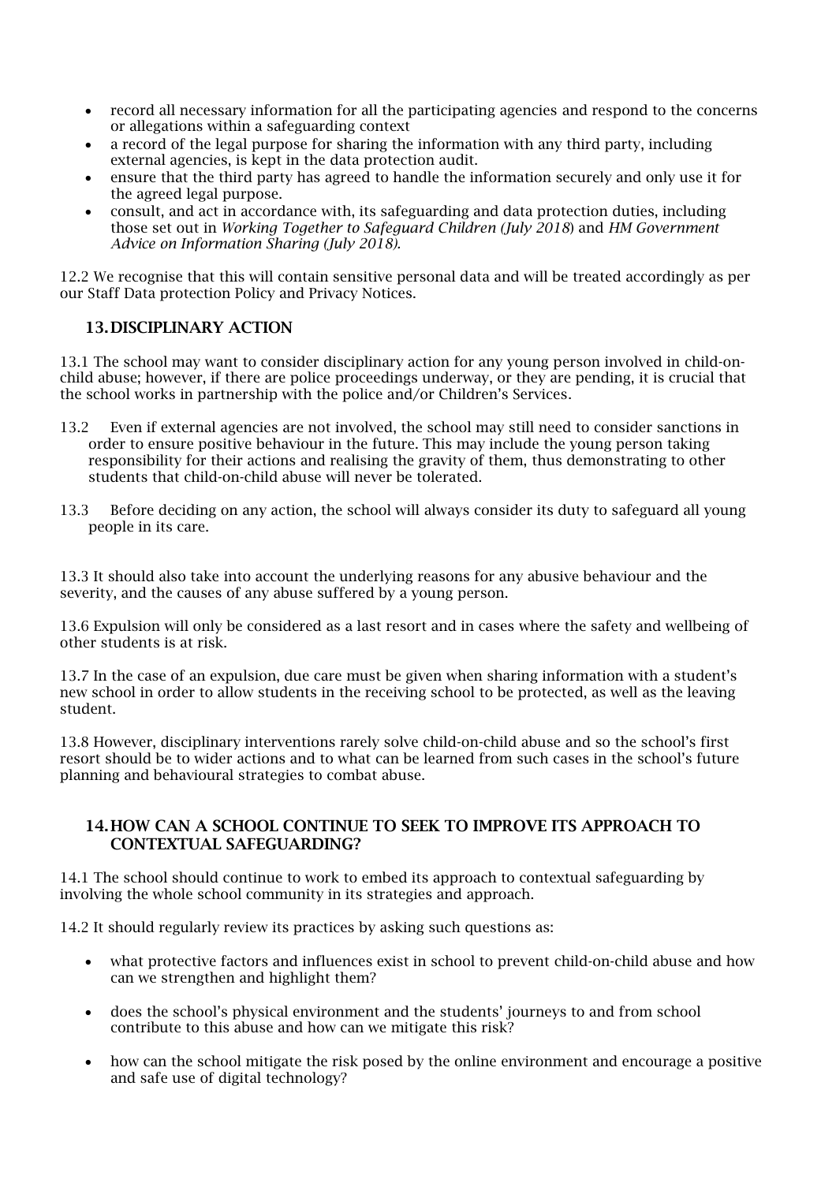- record all necessary information for all the participating agencies and respond to the concerns or allegations within a safeguarding context
- a record of the legal purpose for sharing the information with any third party, including external agencies, is kept in the data protection audit.
- ensure that the third party has agreed to handle the information securely and only use it for the agreed legal purpose.
- consult, and act in accordance with, its safeguarding and data protection duties, including those set out in *Working Together to Safeguard Children (July 2018*) and *HM Government Advice on Information Sharing (July 2018).*

12.2 We recognise that this will contain sensitive personal data and will be treated accordingly as per our Staff Data protection Policy and Privacy Notices.

## 13. DISCIPLINARY ACTION

13.1 The school may want to consider disciplinary action for any young person involved in child-on-child abuse; however, if there are police proceedings underway, or they are pending, it is crucial that the school works in partnership with the police and/or Children's Services.

13.2 Even if external agencies are not involved, the school may still need to consider sanctions in order to ensure positive behaviour in the future. This may include the young person taking responsibility for their actions and realising the gravity of them, thus demonstrating to other students that child-on-child abuse will never be tolerated.

13.3 Before deciding on any action, the school will always consider its duty to safeguard all young people in its care.

13.3 It should also take into account the underlying reasons for any abusive behaviour and the severity, and the causes of any abuse suffered by a young person.

13.6 Expulsion will only be considered as a last resort and in cases where the safety and wellbeing of other students is at risk.

13.7 In the case of an expulsion, due care must be given when sharing information with a student's new school in order to allow students in the receiving school to be protected, as well as the leaving student.

13.8 However, disciplinary interventions rarely solve child-on-child abuse and so the school's first resort should be to wider actions and to what can be learned from such cases in the school's future planning and behavioural strategies to combat abuse.

## 14. HOW CAN A SCHOOL CONTINUE TO SEEK TO IMPROVE ITS APPROACH TO CONTEXTUAL SAFEGUARDING?

14.1 The school should continue to work to embed its approach to contextual safeguarding by involving the whole school community in its strategies and approach.

14.2 It should regularly review its practices by asking such questions as:

- what protective factors and influences exist in school to prevent child-on-child abuse and how can we strengthen and highlight them?
- does the school's physical environment and the students' journeys to and from school contribute to this abuse and how can we mitigate this risk?
- how can the school mitigate the risk posed by the online environment and encourage a positive and safe use of digital technology?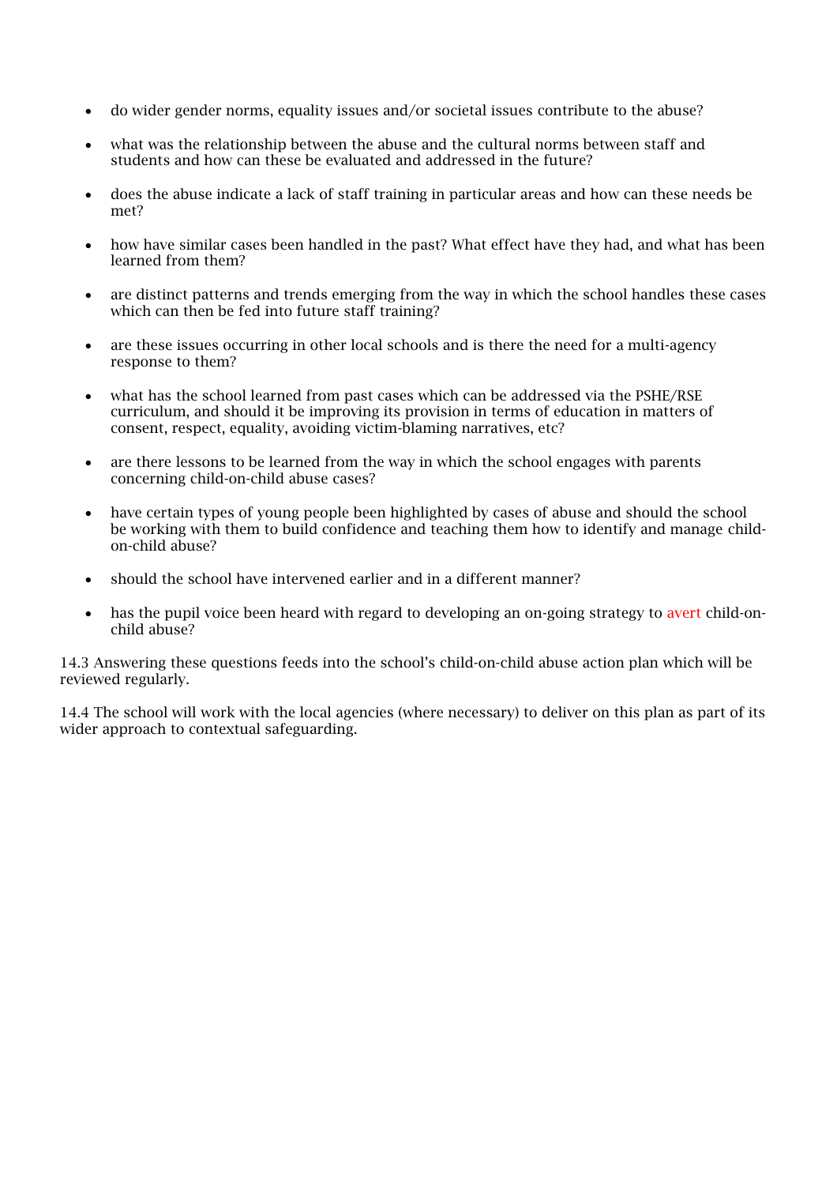- do wider gender norms, equality issues and/or societal issues contribute to the abuse?
- what was the relationship between the abuse and the cultural norms between staff and students and how can these be evaluated and addressed in the future?
- does the abuse indicate a lack of staff training in particular areas and how can these needs be met?
- how have similar cases been handled in the past? What effect have they had, and what has been learned from them?
- are distinct patterns and trends emerging from the way in which the school handles these cases which can then be fed into future staff training?
- are these issues occurring in other local schools and is there the need for a multi-agency response to them?
- what has the school learned from past cases which can be addressed via the PSHE/RSE curriculum, and should it be improving its provision in terms of education in matters of consent, respect, equality, avoiding victim-blaming narratives, etc?
- are there lessons to be learned from the way in which the school engages with parents concerning child-on-child abuse cases?
- have certain types of young people been highlighted by cases of abuse and should the school be working with them to build confidence and teaching them how to identify and manage child-on-child abuse?
- should the school have intervened earlier and in a different manner?
- has the pupil voice been heard with regard to developing an on-going strategy to avert child-on-child abuse?

14.3 Answering these questions feeds into the school's child-on-child abuse action plan which will be reviewed regularly.

14.4 The school will work with the local agencies (where necessary) to deliver on this plan as part of its wider approach to contextual safeguarding.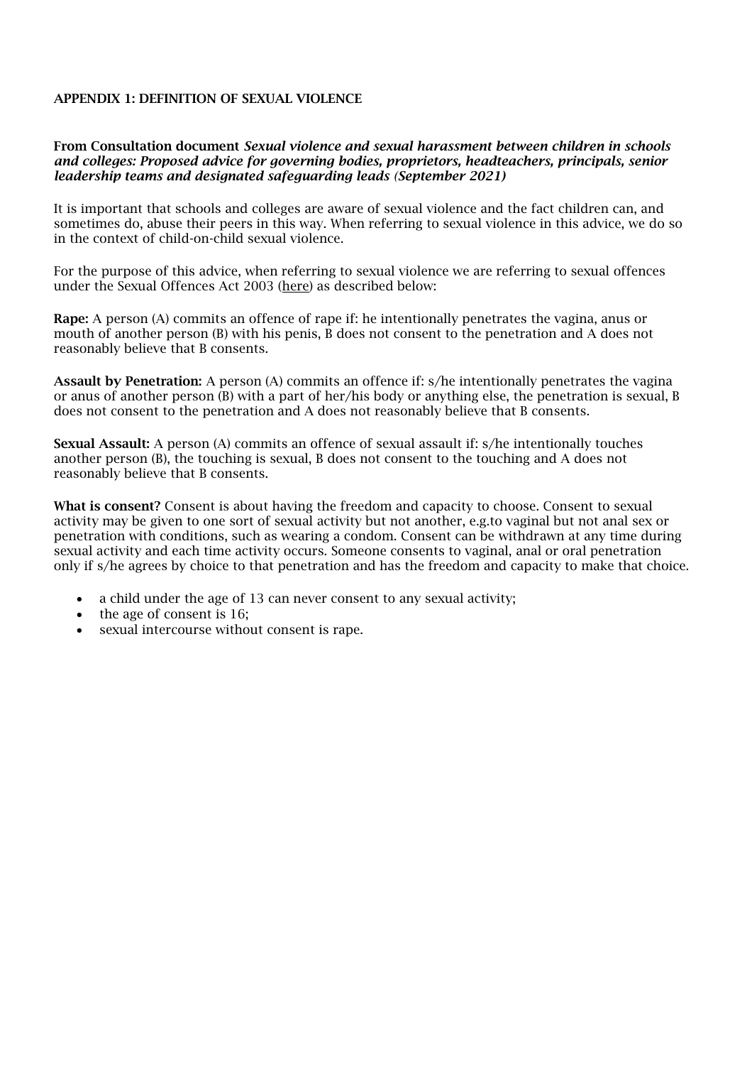## APPENDIX 1: DEFINITION OF SEXUAL VIOLENCE

**From Consultation document *Sexual violence and sexual harassment between children in schools and colleges: Proposed advice for governing bodies, proprietors, headteachers, principals, senior leadership teams and designated safeguarding leads (September 2021)***

It is important that schools and colleges are aware of sexual violence and the fact children can, and sometimes do, abuse their peers in this way. When referring to sexual violence in this advice, we do so in the context of child-on-child sexual violence.

For the purpose of this advice, when referring to sexual violence we are referring to sexual offences under the Sexual Offences Act 2003 (here) as described below:

**Rape:** A person (A) commits an offence of rape if: he intentionally penetrates the vagina, anus or mouth of another person (B) with his penis, B does not consent to the penetration and A does not reasonably believe that B consents.

**Assault by Penetration:** A person (A) commits an offence if: s/he intentionally penetrates the vagina or anus of another person (B) with a part of her/his body or anything else, the penetration is sexual, B does not consent to the penetration and A does not reasonably believe that B consents.

**Sexual Assault:** A person (A) commits an offence of sexual assault if: s/he intentionally touches another person (B), the touching is sexual, B does not consent to the touching and A does not reasonably believe that B consents.

**What is consent?** Consent is about having the freedom and capacity to choose. Consent to sexual activity may be given to one sort of sexual activity but not another, e.g.to vaginal but not anal sex or penetration with conditions, such as wearing a condom. Consent can be withdrawn at any time during sexual activity and each time activity occurs. Someone consents to vaginal, anal or oral penetration only if s/he agrees by choice to that penetration and has the freedom and capacity to make that choice.

- a child under the age of 13 can never consent to any sexual activity;
- the age of consent is 16;
- sexual intercourse without consent is rape.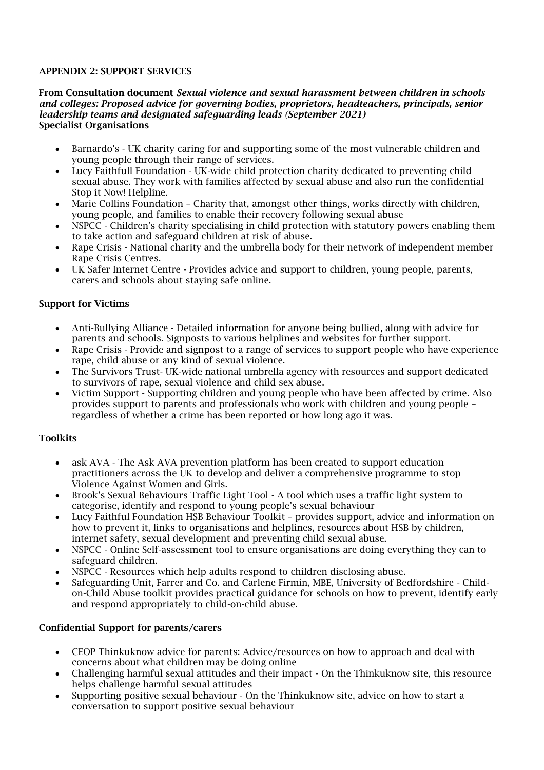## APPENDIX 2: SUPPORT SERVICES

**From Consultation document *Sexual violence and sexual harassment between children in schools and colleges: Proposed advice for governing bodies, proprietors, headteachers, principals, senior leadership teams and designated safeguarding leads (September 2021)***

### Specialist Organisations

- Barnardo's - UK charity caring for and supporting some of the most vulnerable children and young people through their range of services.
- Lucy Faithfull Foundation - UK-wide child protection charity dedicated to preventing child sexual abuse. They work with families affected by sexual abuse and also run the confidential Stop it Now! Helpline.
- Marie Collins Foundation – Charity that, amongst other things, works directly with children, young people, and families to enable their recovery following sexual abuse
- NSPCC - Children's charity specialising in child protection with statutory powers enabling them to take action and safeguard children at risk of abuse.
- Rape Crisis - National charity and the umbrella body for their network of independent member Rape Crisis Centres.
- UK Safer Internet Centre - Provides advice and support to children, young people, parents, carers and schools about staying safe online.

### Support for Victims

- Anti-Bullying Alliance - Detailed information for anyone being bullied, along with advice for parents and schools. Signposts to various helplines and websites for further support.
- Rape Crisis - Provide and signpost to a range of services to support people who have experience rape, child abuse or any kind of sexual violence.
- The Survivors Trust- UK-wide national umbrella agency with resources and support dedicated to survivors of rape, sexual violence and child sex abuse.
- Victim Support - Supporting children and young people who have been affected by crime. Also provides support to parents and professionals who work with children and young people – regardless of whether a crime has been reported or how long ago it was.

### Toolkits

- ask AVA - The Ask AVA prevention platform has been created to support education practitioners across the UK to develop and deliver a comprehensive programme to stop Violence Against Women and Girls.
- Brook's Sexual Behaviours Traffic Light Tool - A tool which uses a traffic light system to categorise, identify and respond to young people's sexual behaviour
- Lucy Faithful Foundation HSB Behaviour Toolkit – provides support, advice and information on how to prevent it, links to organisations and helplines, resources about HSB by children, internet safety, sexual development and preventing child sexual abuse.
- NSPCC - Online Self-assessment tool to ensure organisations are doing everything they can to safeguard children.
- NSPCC - Resources which help adults respond to children disclosing abuse.
- Safeguarding Unit, Farrer and Co. and Carlene Firmin, MBE, University of Bedfordshire - Child-on-Child Abuse toolkit provides practical guidance for schools on how to prevent, identify early and respond appropriately to child-on-child abuse.

### Confidential Support for parents/carers

- CEOP Thinkuknow advice for parents: Advice/resources on how to approach and deal with concerns about what children may be doing online
- Challenging harmful sexual attitudes and their impact - On the Thinkuknow site, this resource helps challenge harmful sexual attitudes
- Supporting positive sexual behaviour - On the Thinkuknow site, advice on how to start a conversation to support positive sexual behaviour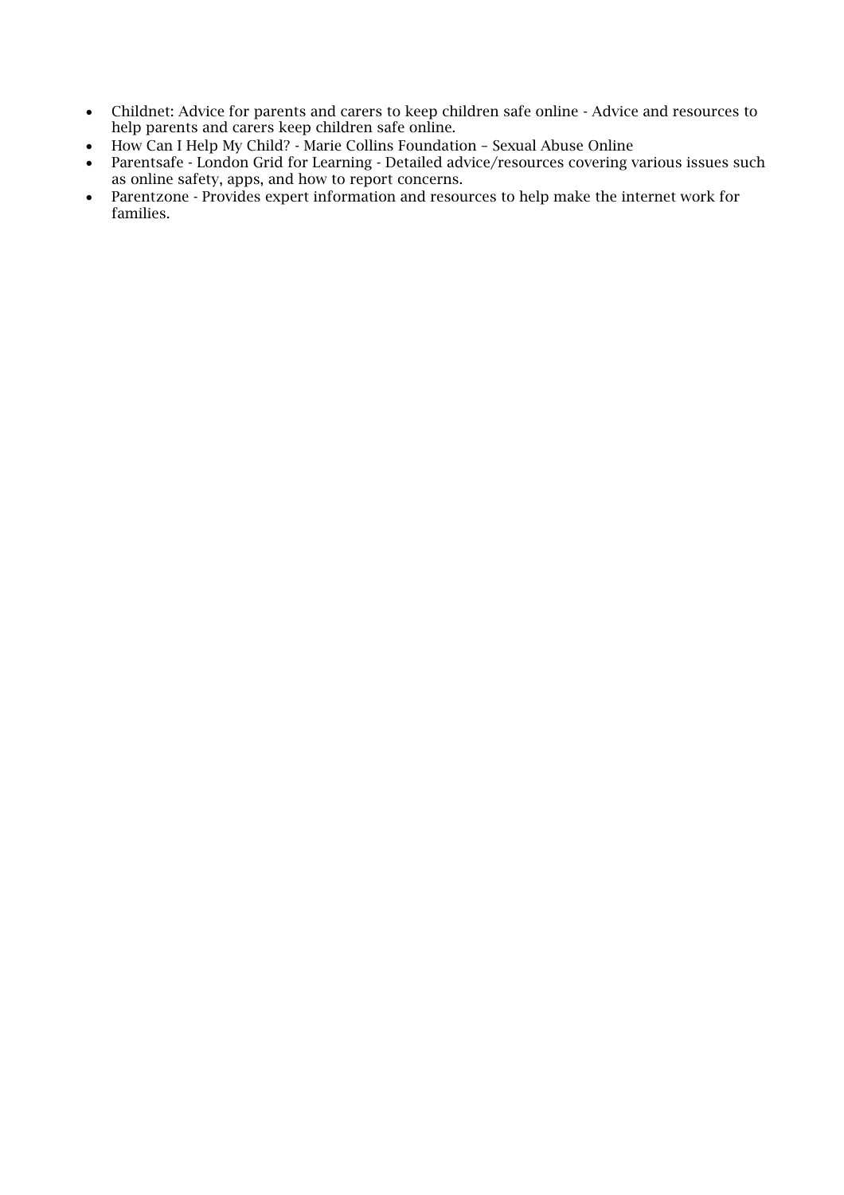- Childnet: Advice for parents and carers to keep children safe online - Advice and resources to help parents and carers keep children safe online.
- How Can I Help My Child? - Marie Collins Foundation – Sexual Abuse Online
- Parentsafe - London Grid for Learning - Detailed advice/resources covering various issues such as online safety, apps, and how to report concerns.
- Parentzone - Provides expert information and resources to help make the internet work for families.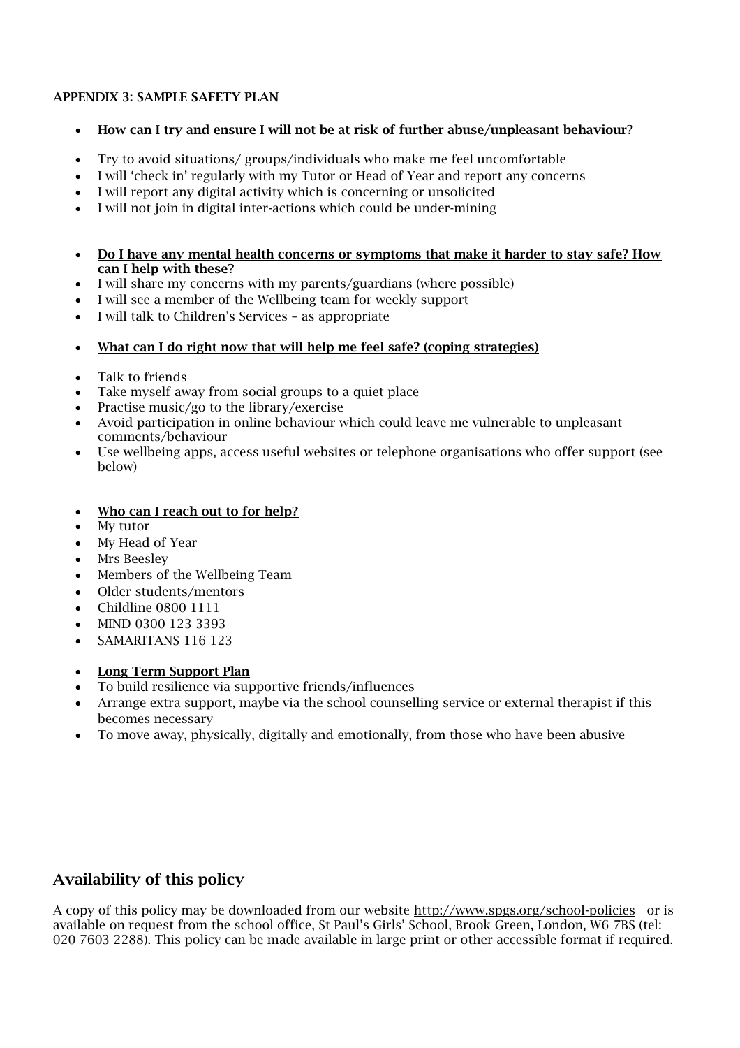**APPENDIX 3: SAMPLE SAFETY PLAN**

- **How can I try and ensure I will not be at risk of further abuse/unpleasant behaviour?**

- Try to avoid situations/ groups/individuals who make me feel uncomfortable
- I will 'check in' regularly with my Tutor or Head of Year and report any concerns
- I will report any digital activity which is concerning or unsolicited
- I will not join in digital inter-actions which could be under-mining

- **Do I have any mental health concerns or symptoms that make it harder to stay safe? How can I help with these?**
- I will share my concerns with my parents/guardians (where possible)
- I will see a member of the Wellbeing team for weekly support
- I will talk to Children's Services – as appropriate

- **What can I do right now that will help me feel safe? (coping strategies)**

- Talk to friends
- Take myself away from social groups to a quiet place
- Practise music/go to the library/exercise
- Avoid participation in online behaviour which could leave me vulnerable to unpleasant comments/behaviour
- Use wellbeing apps, access useful websites or telephone organisations who offer support (see below)

- **Who can I reach out to for help?**
- My tutor
- My Head of Year
- Mrs Beesley
- Members of the Wellbeing Team
- Older students/mentors
- Childline 0800 1111
- MIND 0300 123 3393
- SAMARITANS 116 123

- **Long Term Support Plan**
- To build resilience via supportive friends/influences
- Arrange extra support, maybe via the school counselling service or external therapist if this becomes necessary
- To move away, physically, digitally and emotionally, from those who have been abusive

## Availability of this policy

A copy of this policy may be downloaded from our website http://www.spgs.org/school-policies or is available on request from the school office, St Paul's Girls' School, Brook Green, London, W6 7BS (tel: 020 7603 2288). This policy can be made available in large print or other accessible format if required.